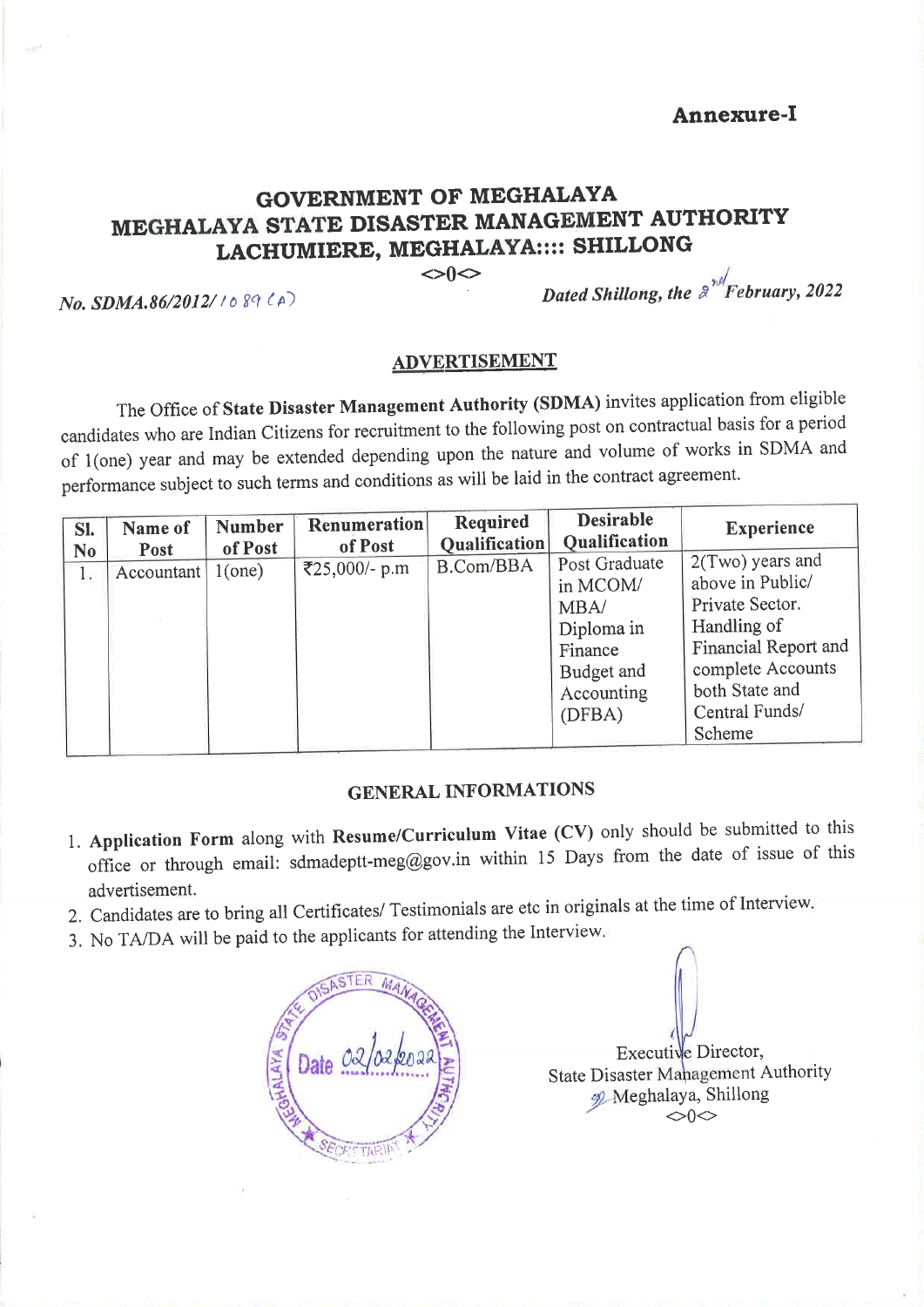**Annexure-I**

# GOVERNMENT OF MEGHALAYA
# MEGHALAYA STATE DISASTER MANAGEMENT AUTHORITY
# LACHUMIERE, MEGHALAYA:::: SHILLONG

<>0<>

*No. SDMA.86/2012/1089 (A)* *Dated Shillong, the 2nd February, 2022*

## ADVERTISEMENT

The Office of **State Disaster Management Authority (SDMA)** invites application from eligible candidates who are Indian Citizens for recruitment to the following post on contractual basis for a period of 1(one) year and may be extended depending upon the nature and volume of works in SDMA and performance subject to such terms and conditions as will be laid in the contract agreement.

| Sl. No | Name of Post | Number of Post | Renumeration of Post | Required Qualification | Desirable Qualification | Experience |
|---|---|---|---|---|---|---|
| 1. | Accountant | 1(one) | ₹25,000/- p.m | B.Com/BBA | Post Graduate in MCOM/ MBA/ Diploma in Finance Budget and Accounting (DFBA) | 2(Two) years and above in Public/ Private Sector. Handling of Financial Report and complete Accounts both State and Central Funds/ Scheme |

## GENERAL INFORMATIONS

1. **Application Form** along with **Resume/Curriculum Vitae (CV)** only should be submitted to this office or through email: sdmadeptt-meg@gov.in within 15 Days from the date of issue of this advertisement.
2. Candidates are to bring all Certificates/ Testimonials are etc in originals at the time of Interview.
3. No TA/DA will be paid to the applicants for attending the Interview.

Executive Director,
State Disaster Management Authority
Meghalaya, Shillong

<>0<>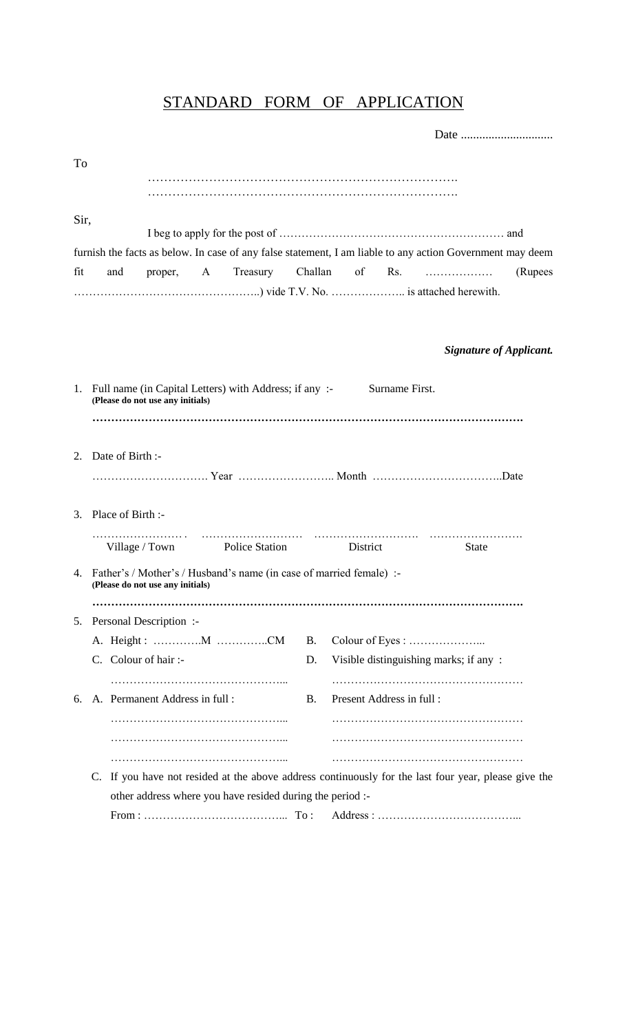# STANDARD FORM OF APPLICATION

Date ..............................

To

…………………………………………………………………….
…………………………………………………………………….

Sir,

I beg to apply for the post of …………………………………………………… and furnish the facts as below. In case of any false statement, I am liable to any action Government may deem fit and proper, A Treasury Challan of Rs. ……………… (Rupees …………………………………………..) vide T.V. No. ……………….. is attached herewith.

***Signature of Applicant.***

1. Full name (in Capital Letters) with Address; if any :- Surname First.
   **(Please do not use any initials)**

   **………………………………………………………………………………………………….**

2. Date of Birth :-

   …………………………. Year …………………….. Month ……………………………..Date

3. Place of Birth :-

   | …………………… . | ……………………… | ………………………. | ……………………. |
   |---|---|---|---|
   | Village / Town | Police Station | District | State |

4. Father's / Mother's / Husband's name (in case of married female) :-
   **(Please do not use any initials)**

   **………………………………………………………………………………………………….**

5. Personal Description :-

   A. Height : ………….M …………..CM
   B. Colour of Eyes : ………………...
   C. Colour of hair :- ………………………………………...
   D. Visible distinguishing marks; if any : ……………………………………………

6. A. Permanent Address in full :
   ………………………………………...
   ………………………………………...
   ………………………………………...

   B. Present Address in full :
   ……………………………………………
   ……………………………………………
   ……………………………………………

   C. If you have not resided at the above address continuously for the last four year, please give the other address where you have resided during the period :-

   From : ……………………………….. To : Address : ………………………………...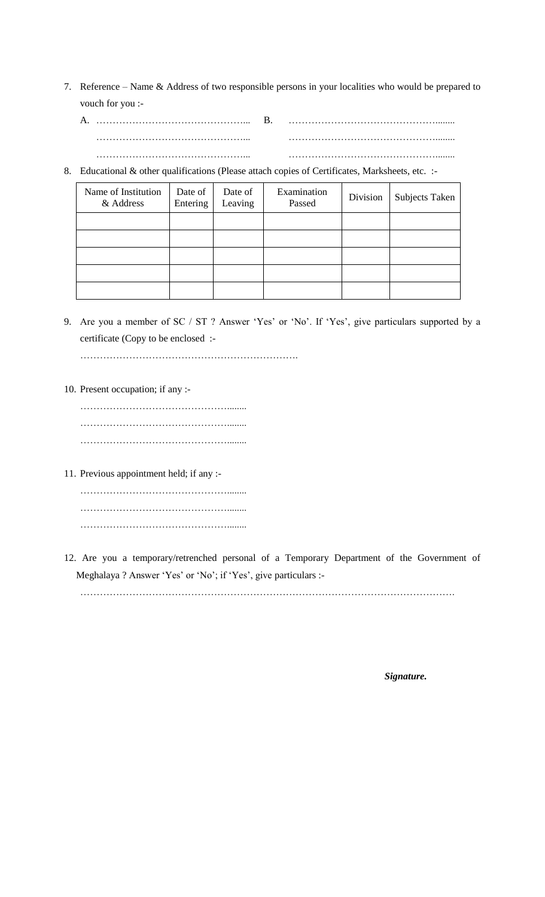7. Reference – Name & Address of two responsible persons in your localities who would be prepared to vouch for you :-

   A. ………………………………………...   B. ………………………………………........

   ………………………………………...   ………………………………………........

   ………………………………………...   ………………………………………........

8. Educational & other qualifications (Please attach copies of Certificates, Marksheets, etc. :-

| Name of Institution & Address | Date of Entering | Date of Leaving | Examination Passed | Division | Subjects Taken |
|---|---|---|---|---|---|
| | | | | | |
| | | | | | |
| | | | | | |
| | | | | | |
| | | | | | |

9. Are you a member of SC / ST ? Answer 'Yes' or 'No'. If 'Yes', give particulars supported by a certificate (Copy to be enclosed :-

   ……………………………………………………….

10. Present occupation; if any :-

    ………………………………………........
    ………………………………………........
    ………………………………………........

11. Previous appointment held; if any :-

    ………………………………………........
    ………………………………………........
    ………………………………………........

12. Are you a temporary/retrenched personal of a Temporary Department of the Government of Meghalaya ? Answer 'Yes' or 'No'; if 'Yes', give particulars :-

    …………………………………………………………………………………………………….

***Signature.***